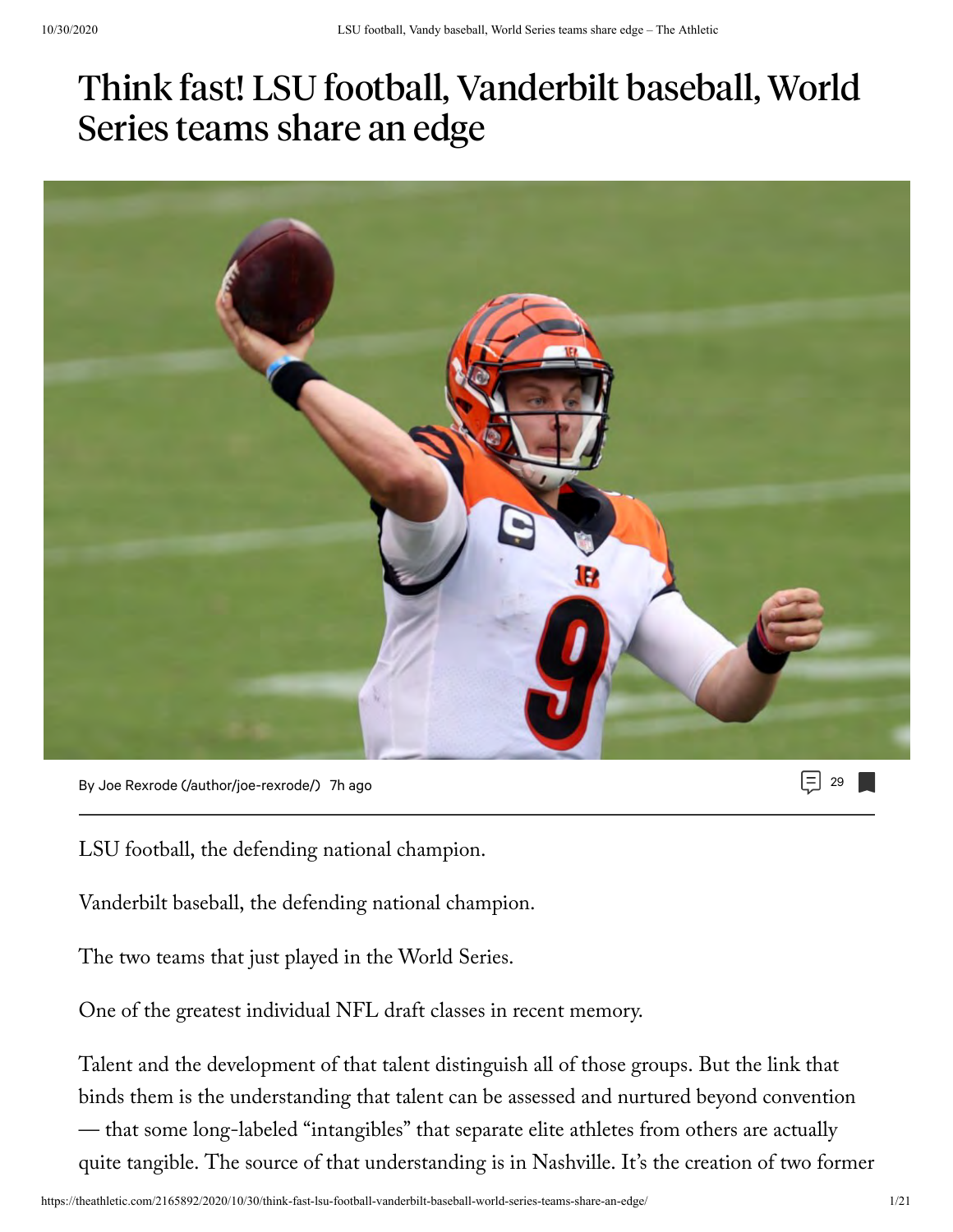# Think fast! LSU football, Vanderbilt baseball, World Series teams share an edge

By Joe Rexrode (/author/joe-rexrode/) 7h ago

29

LSU football, the defending national champion.

Vanderbilt baseball, the defending national champion.

The two teams that just played in the World Series.

One of the greatest individual NFL draft classes in recent memory.

Talent and the development of that talent distinguish all of those groups. But the link that binds them is the understanding that talent can be assessed and nurtured beyond convention — that some long-labeled "intangibles" that separate elite athletes from others are actually quite tangible. The source of that understanding is in Nashville. It's the creation of two former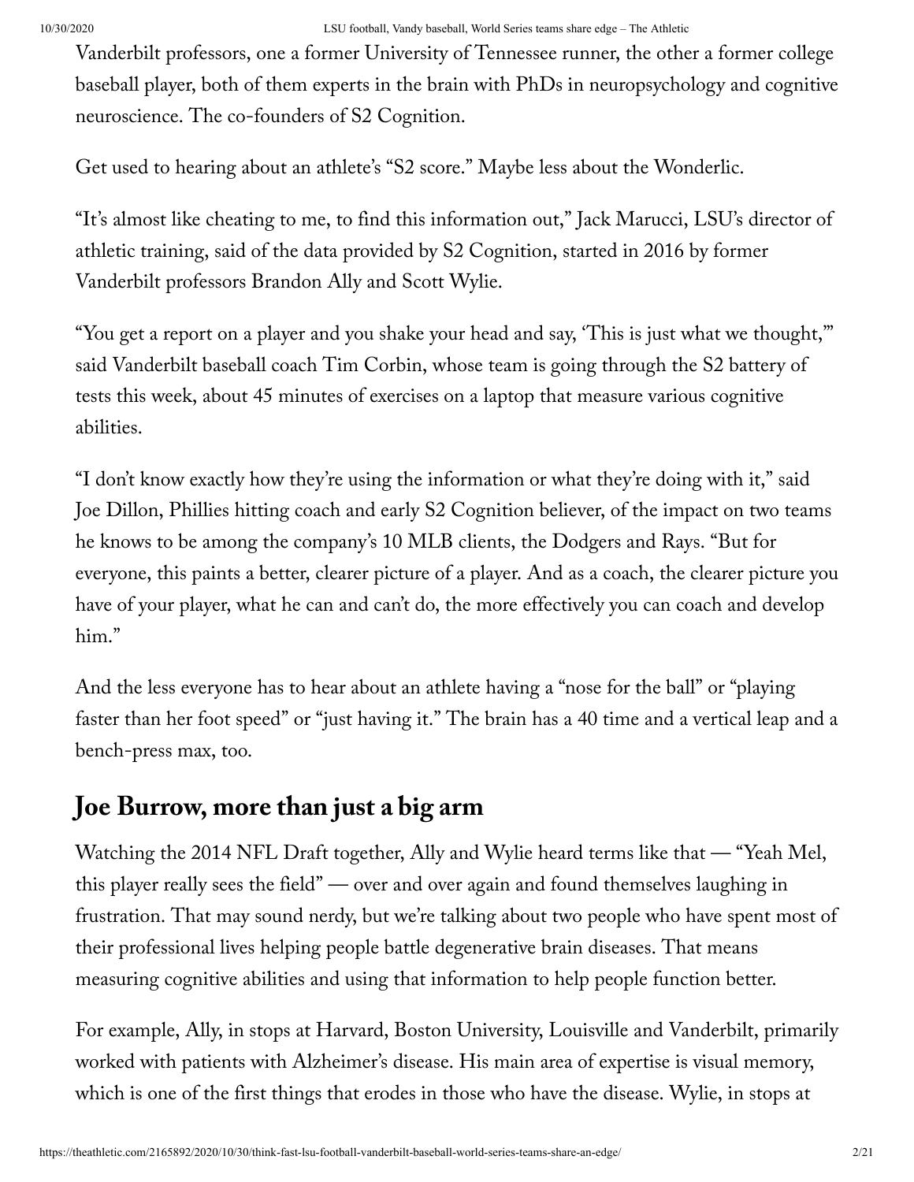Vanderbilt professors, one a former University of Tennessee runner, the other a former college baseball player, both of them experts in the brain with PhDs in neuropsychology and cognitive neuroscience. The co-founders of S2 Cognition.

Get used to hearing about an athlete's "S2 score." Maybe less about the Wonderlic.

"It's almost like cheating to me, to find this information out," Jack Marucci, LSU's director of athletic training, said of the data provided by S2 Cognition, started in 2016 by former Vanderbilt professors Brandon Ally and Scott Wylie.

"You get a report on a player and you shake your head and say, 'This is just what we thought,'" said Vanderbilt baseball coach Tim Corbin, whose team is going through the S2 battery of tests this week, about 45 minutes of exercises on a laptop that measure various cognitive abilities.

"I don't know exactly how they're using the information or what they're doing with it," said Joe Dillon, Phillies hitting coach and early S2 Cognition believer, of the impact on two teams he knows to be among the company's 10 MLB clients, the Dodgers and Rays. "But for everyone, this paints a better, clearer picture of a player. And as a coach, the clearer picture you have of your player, what he can and can't do, the more effectively you can coach and develop him."

And the less everyone has to hear about an athlete having a "nose for the ball" or "playing faster than her foot speed" or "just having it." The brain has a 40 time and a vertical leap and a bench-press max, too.

## Joe Burrow, more than just a big arm

Watching the 2014 NFL Draft together, Ally and Wylie heard terms like that — "Yeah Mel, this player really sees the field" — over and over again and found themselves laughing in frustration. That may sound nerdy, but we're talking about two people who have spent most of their professional lives helping people battle degenerative brain diseases. That means measuring cognitive abilities and using that information to help people function better.

For example, Ally, in stops at Harvard, Boston University, Louisville and Vanderbilt, primarily worked with patients with Alzheimer's disease. His main area of expertise is visual memory, which is one of the first things that erodes in those who have the disease. Wylie, in stops at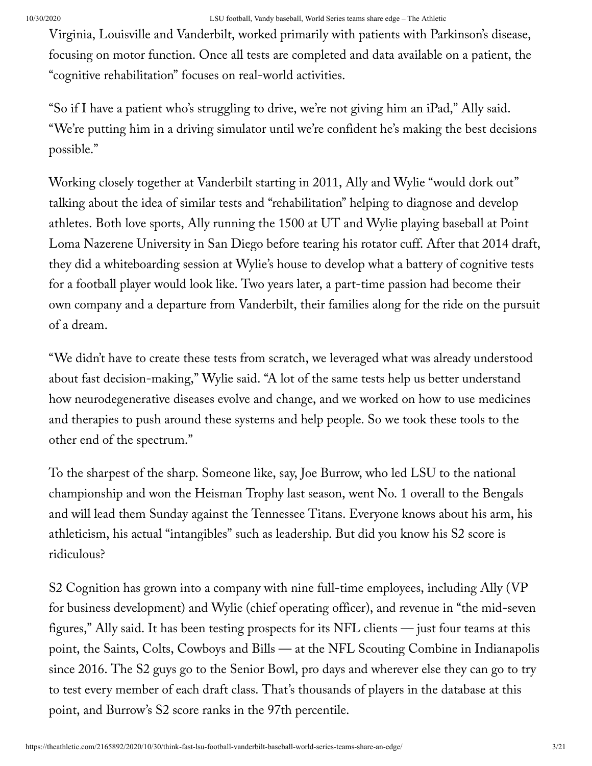Virginia, Louisville and Vanderbilt, worked primarily with patients with Parkinson's disease, focusing on motor function. Once all tests are completed and data available on a patient, the "cognitive rehabilitation" focuses on real-world activities.

"So if I have a patient who's struggling to drive, we're not giving him an iPad," Ally said. "We're putting him in a driving simulator until we're confident he's making the best decisions possible."

Working closely together at Vanderbilt starting in 2011, Ally and Wylie "would dork out" talking about the idea of similar tests and "rehabilitation" helping to diagnose and develop athletes. Both love sports, Ally running the 1500 at UT and Wylie playing baseball at Point Loma Nazerene University in San Diego before tearing his rotator cuff. After that 2014 draft, they did a whiteboarding session at Wylie's house to develop what a battery of cognitive tests for a football player would look like. Two years later, a part-time passion had become their own company and a departure from Vanderbilt, their families along for the ride on the pursuit of a dream.

"We didn't have to create these tests from scratch, we leveraged what was already understood about fast decision-making," Wylie said. "A lot of the same tests help us better understand how neurodegenerative diseases evolve and change, and we worked on how to use medicines and therapies to push around these systems and help people. So we took these tools to the other end of the spectrum."

To the sharpest of the sharp. Someone like, say, Joe Burrow, who led LSU to the national championship and won the Heisman Trophy last season, went No. 1 overall to the Bengals and will lead them Sunday against the Tennessee Titans. Everyone knows about his arm, his athleticism, his actual "intangibles" such as leadership. But did you know his S2 score is ridiculous?

S2 Cognition has grown into a company with nine full-time employees, including Ally (VP for business development) and Wylie (chief operating officer), and revenue in "the mid-seven figures," Ally said. It has been testing prospects for its NFL clients — just four teams at this point, the Saints, Colts, Cowboys and Bills — at the NFL Scouting Combine in Indianapolis since 2016. The S2 guys go to the Senior Bowl, pro days and wherever else they can go to try to test every member of each draft class. That's thousands of players in the database at this point, and Burrow's S2 score ranks in the 97th percentile.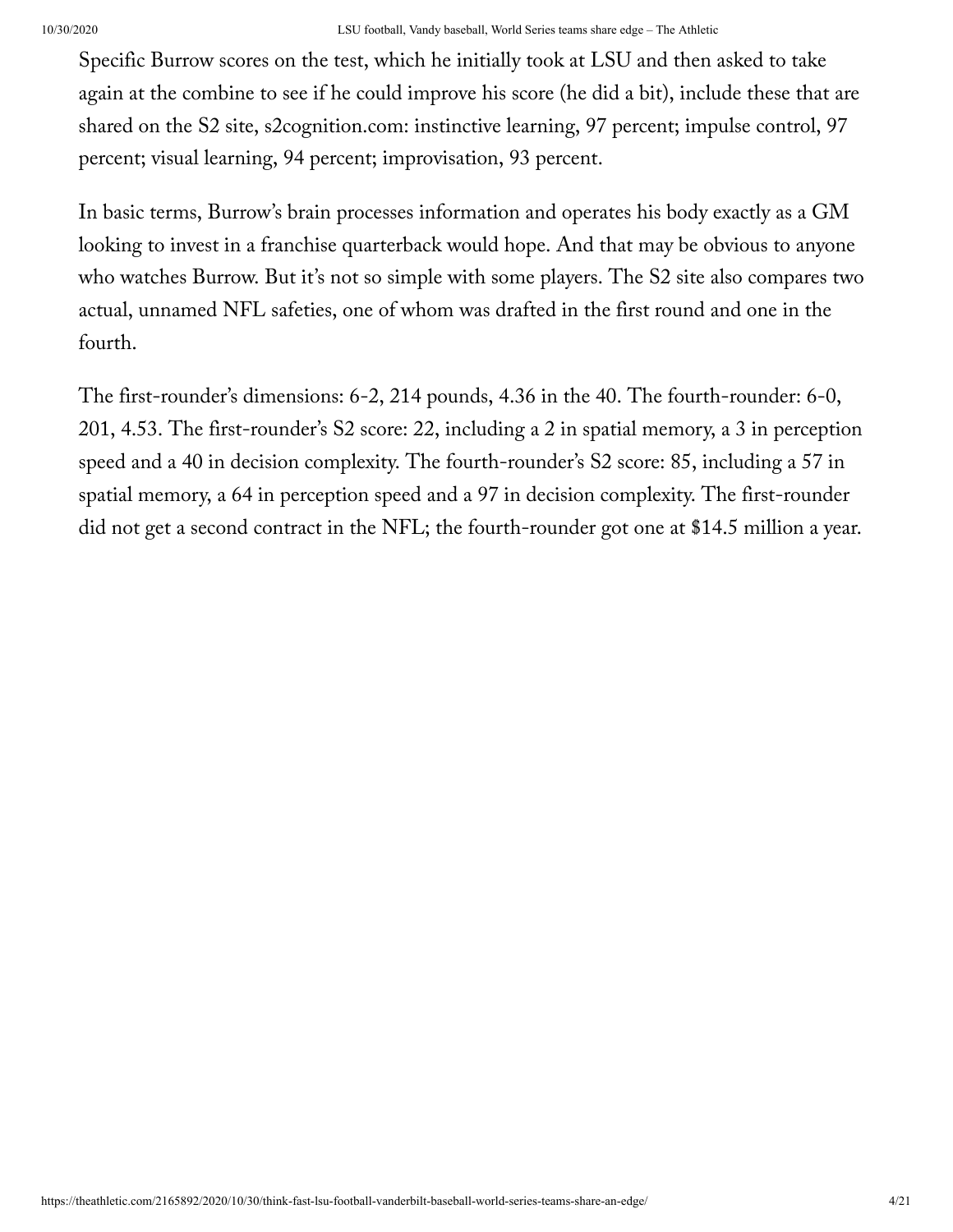Specific Burrow scores on the test, which he initially took at LSU and then asked to take again at the combine to see if he could improve his score (he did a bit), include these that are shared on the S2 site, s2cognition.com: instinctive learning, 97 percent; impulse control, 97 percent; visual learning, 94 percent; improvisation, 93 percent.

In basic terms, Burrow's brain processes information and operates his body exactly as a GM looking to invest in a franchise quarterback would hope. And that may be obvious to anyone who watches Burrow. But it's not so simple with some players. The S2 site also compares two actual, unnamed NFL safeties, one of whom was drafted in the first round and one in the fourth.

The first-rounder's dimensions: 6-2, 214 pounds, 4.36 in the 40. The fourth-rounder: 6-0, 201, 4.53. The first-rounder's S2 score: 22, including a 2 in spatial memory, a 3 in perception speed and a 40 in decision complexity. The fourth-rounder's S2 score: 85, including a 57 in spatial memory, a 64 in perception speed and a 97 in decision complexity. The first-rounder did not get a second contract in the NFL; the fourth-rounder got one at $14.5 million a year.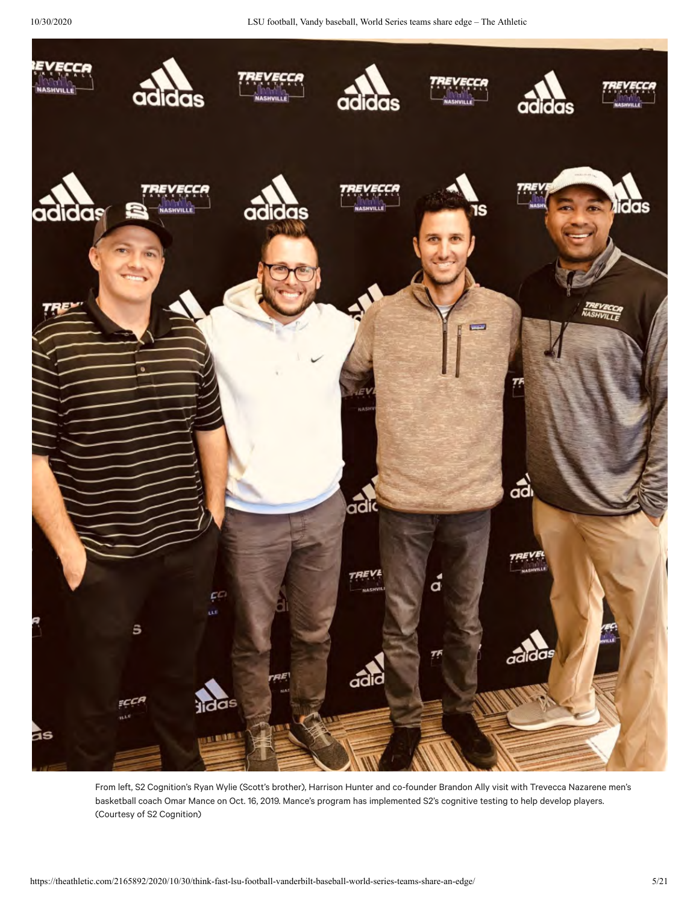From left, S2 Cognition's Ryan Wylie (Scott's brother), Harrison Hunter and co-founder Brandon Ally visit with Trevecca Nazarene men's basketball coach Omar Mance on Oct. 16, 2019. Mance's program has implemented S2's cognitive testing to help develop players. (Courtesy of S2 Cognition)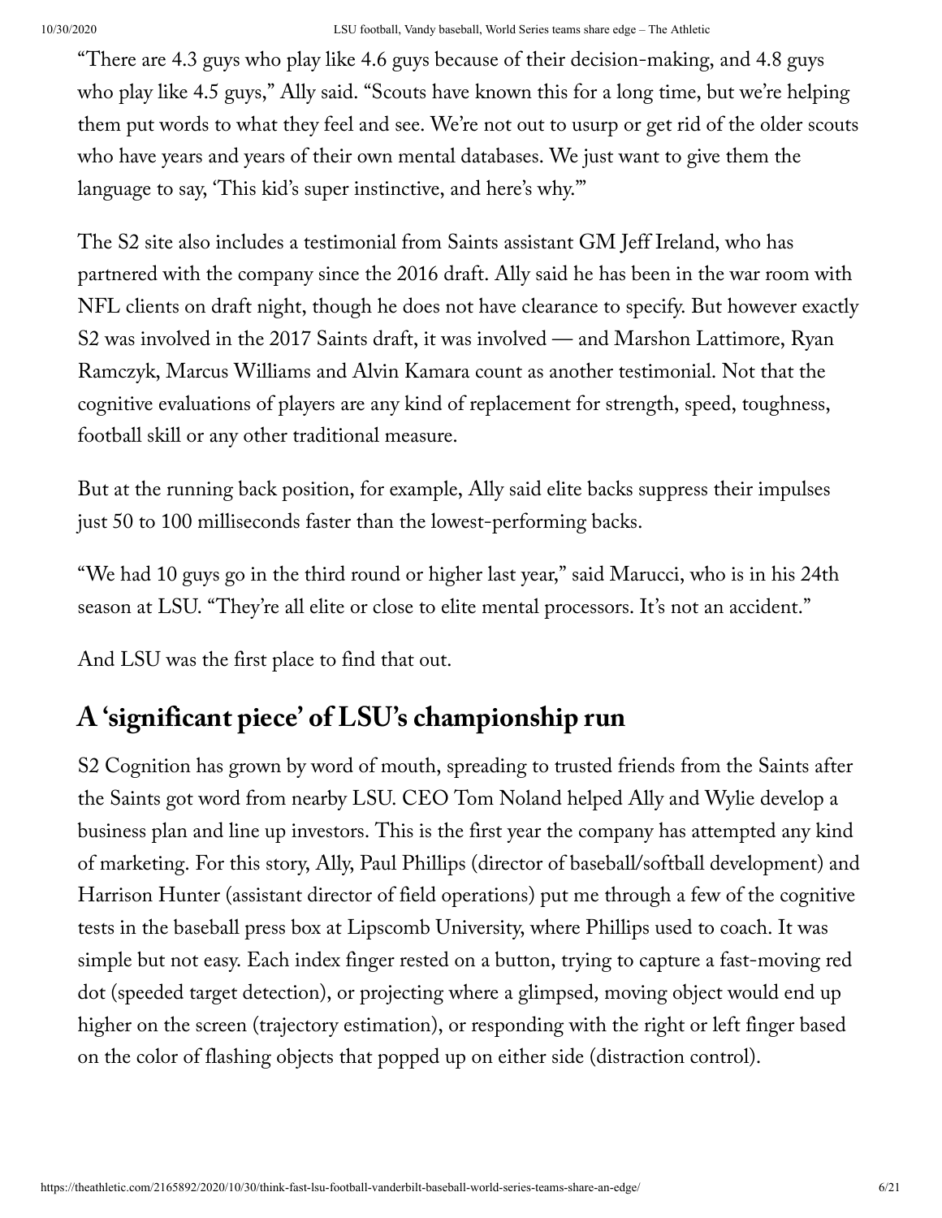"There are 4.3 guys who play like 4.6 guys because of their decision-making, and 4.8 guys who play like 4.5 guys," Ally said. "Scouts have known this for a long time, but we're helping them put words to what they feel and see. We're not out to usurp or get rid of the older scouts who have years and years of their own mental databases. We just want to give them the language to say, 'This kid's super instinctive, and here's why.'"

The S2 site also includes a testimonial from Saints assistant GM Jeff Ireland, who has partnered with the company since the 2016 draft. Ally said he has been in the war room with NFL clients on draft night, though he does not have clearance to specify. But however exactly S2 was involved in the 2017 Saints draft, it was involved — and Marshon Lattimore, Ryan Ramczyk, Marcus Williams and Alvin Kamara count as another testimonial. Not that the cognitive evaluations of players are any kind of replacement for strength, speed, toughness, football skill or any other traditional measure.

But at the running back position, for example, Ally said elite backs suppress their impulses just 50 to 100 milliseconds faster than the lowest-performing backs.

"We had 10 guys go in the third round or higher last year," said Marucci, who is in his 24th season at LSU. "They're all elite or close to elite mental processors. It's not an accident."

And LSU was the first place to find that out.

## A 'significant piece' of LSU's championship run

S2 Cognition has grown by word of mouth, spreading to trusted friends from the Saints after the Saints got word from nearby LSU. CEO Tom Noland helped Ally and Wylie develop a business plan and line up investors. This is the first year the company has attempted any kind of marketing. For this story, Ally, Paul Phillips (director of baseball/softball development) and Harrison Hunter (assistant director of field operations) put me through a few of the cognitive tests in the baseball press box at Lipscomb University, where Phillips used to coach. It was simple but not easy. Each index finger rested on a button, trying to capture a fast-moving red dot (speeded target detection), or projecting where a glimpsed, moving object would end up higher on the screen (trajectory estimation), or responding with the right or left finger based on the color of flashing objects that popped up on either side (distraction control).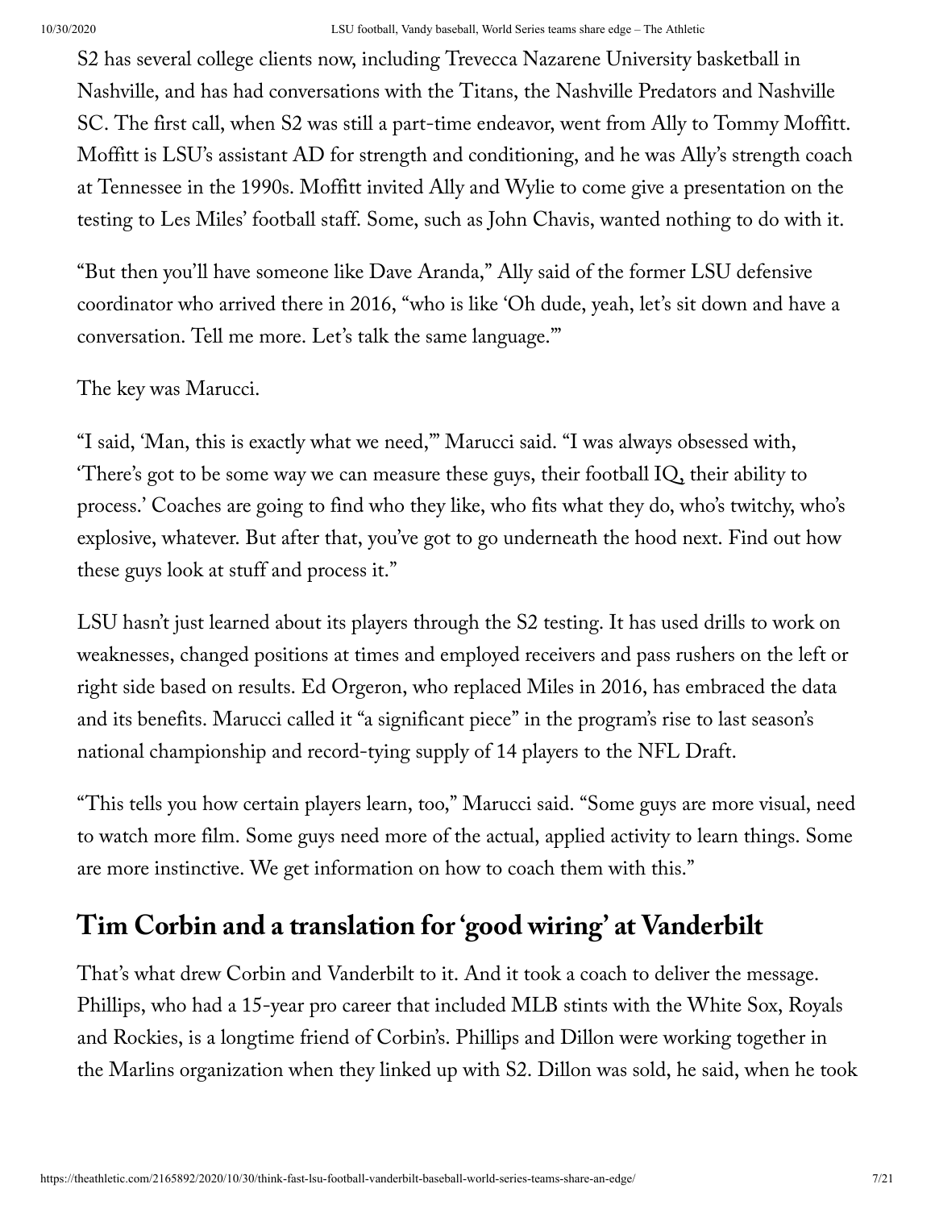S2 has several college clients now, including Trevecca Nazarene University basketball in Nashville, and has had conversations with the Titans, the Nashville Predators and Nashville SC. The first call, when S2 was still a part-time endeavor, went from Ally to Tommy Moffitt. Moffitt is LSU's assistant AD for strength and conditioning, and he was Ally's strength coach at Tennessee in the 1990s. Moffitt invited Ally and Wylie to come give a presentation on the testing to Les Miles' football staff. Some, such as John Chavis, wanted nothing to do with it.

"But then you'll have someone like Dave Aranda," Ally said of the former LSU defensive coordinator who arrived there in 2016, "who is like 'Oh dude, yeah, let's sit down and have a conversation. Tell me more. Let's talk the same language.'"

The key was Marucci.

"I said, 'Man, this is exactly what we need,'" Marucci said. "I was always obsessed with, 'There's got to be some way we can measure these guys, their football IQ, their ability to process.' Coaches are going to find who they like, who fits what they do, who's twitchy, who's explosive, whatever. But after that, you've got to go underneath the hood next. Find out how these guys look at stuff and process it."

LSU hasn't just learned about its players through the S2 testing. It has used drills to work on weaknesses, changed positions at times and employed receivers and pass rushers on the left or right side based on results. Ed Orgeron, who replaced Miles in 2016, has embraced the data and its benefits. Marucci called it "a significant piece" in the program's rise to last season's national championship and record-tying supply of 14 players to the NFL Draft.

"This tells you how certain players learn, too," Marucci said. "Some guys are more visual, need to watch more film. Some guys need more of the actual, applied activity to learn things. Some are more instinctive. We get information on how to coach them with this."

## Tim Corbin and a translation for 'good wiring' at Vanderbilt

That's what drew Corbin and Vanderbilt to it. And it took a coach to deliver the message. Phillips, who had a 15-year pro career that included MLB stints with the White Sox, Royals and Rockies, is a longtime friend of Corbin's. Phillips and Dillon were working together in the Marlins organization when they linked up with S2. Dillon was sold, he said, when he took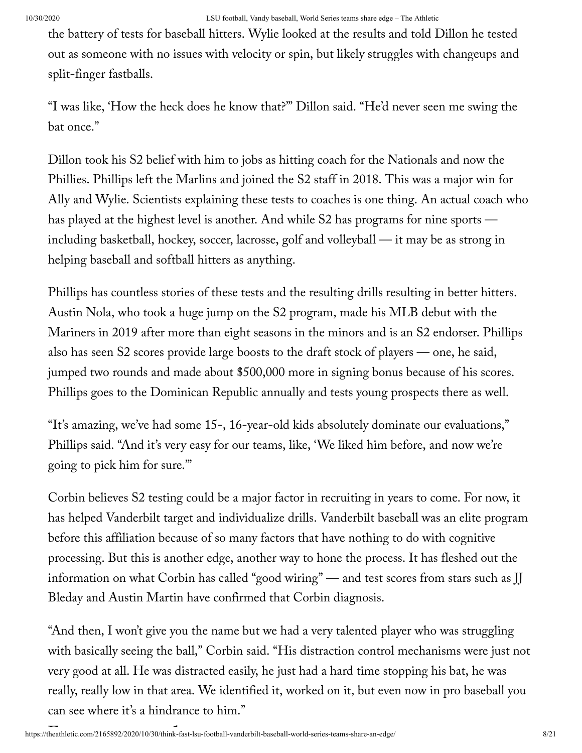the battery of tests for baseball hitters. Wylie looked at the results and told Dillon he tested out as someone with no issues with velocity or spin, but likely struggles with changeups and split-finger fastballs.

"I was like, 'How the heck does he know that?'" Dillon said. "He'd never seen me swing the bat once."

Dillon took his S2 belief with him to jobs as hitting coach for the Nationals and now the Phillies. Phillips left the Marlins and joined the S2 staff in 2018. This was a major win for Ally and Wylie. Scientists explaining these tests to coaches is one thing. An actual coach who has played at the highest level is another. And while S2 has programs for nine sports — including basketball, hockey, soccer, lacrosse, golf and volleyball — it may be as strong in helping baseball and softball hitters as anything.

Phillips has countless stories of these tests and the resulting drills resulting in better hitters. Austin Nola, who took a huge jump on the S2 program, made his MLB debut with the Mariners in 2019 after more than eight seasons in the minors and is an S2 endorser. Phillips also has seen S2 scores provide large boosts to the draft stock of players — one, he said, jumped two rounds and made about $500,000 more in signing bonus because of his scores. Phillips goes to the Dominican Republic annually and tests young prospects there as well.

"It's amazing, we've had some 15-, 16-year-old kids absolutely dominate our evaluations," Phillips said. "And it's very easy for our teams, like, 'We liked him before, and now we're going to pick him for sure.'"

Corbin believes S2 testing could be a major factor in recruiting in years to come. For now, it has helped Vanderbilt target and individualize drills. Vanderbilt baseball was an elite program before this affiliation because of so many factors that have nothing to do with cognitive processing. But this is another edge, another way to hone the process. It has fleshed out the information on what Corbin has called "good wiring" — and test scores from stars such as JJ Bleday and Austin Martin have confirmed that Corbin diagnosis.

"And then, I won't give you the name but we had a very talented player who was struggling with basically seeing the ball," Corbin said. "His distraction control mechanisms were just not very good at all. He was distracted easily, he just had a hard time stopping his bat, he was really, really low in that area. We identified it, worked on it, but even now in pro baseball you can see where it's a hindrance to him."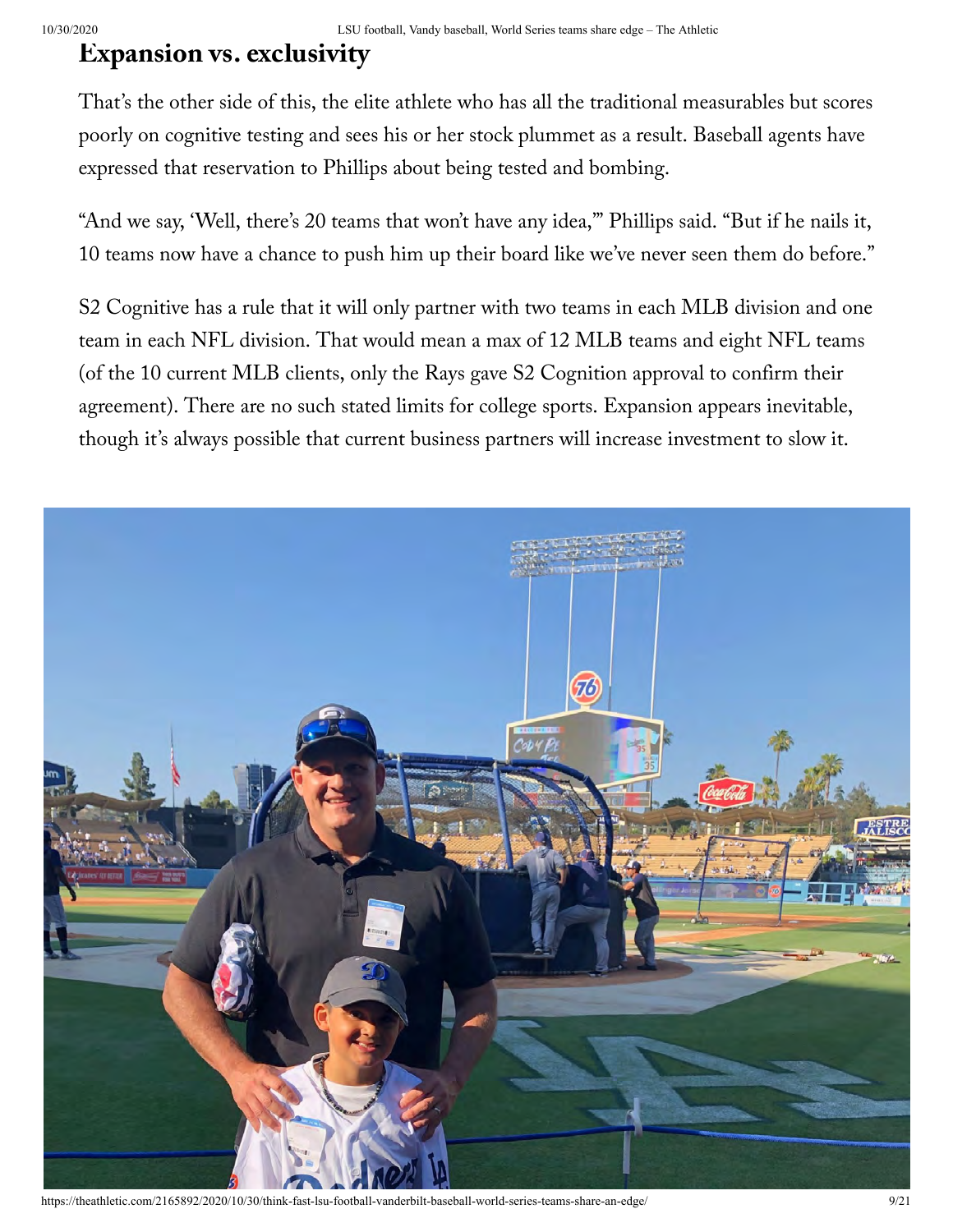## Expansion vs. exclusivity

That's the other side of this, the elite athlete who has all the traditional measurables but scores poorly on cognitive testing and sees his or her stock plummet as a result. Baseball agents have expressed that reservation to Phillips about being tested and bombing.

"And we say, 'Well, there's 20 teams that won't have any idea,'" Phillips said. "But if he nails it, 10 teams now have a chance to push him up their board like we've never seen them do before."

S2 Cognitive has a rule that it will only partner with two teams in each MLB division and one team in each NFL division. That would mean a max of 12 MLB teams and eight NFL teams (of the 10 current MLB clients, only the Rays gave S2 Cognition approval to confirm their agreement). There are no such stated limits for college sports. Expansion appears inevitable, though it's always possible that current business partners will increase investment to slow it.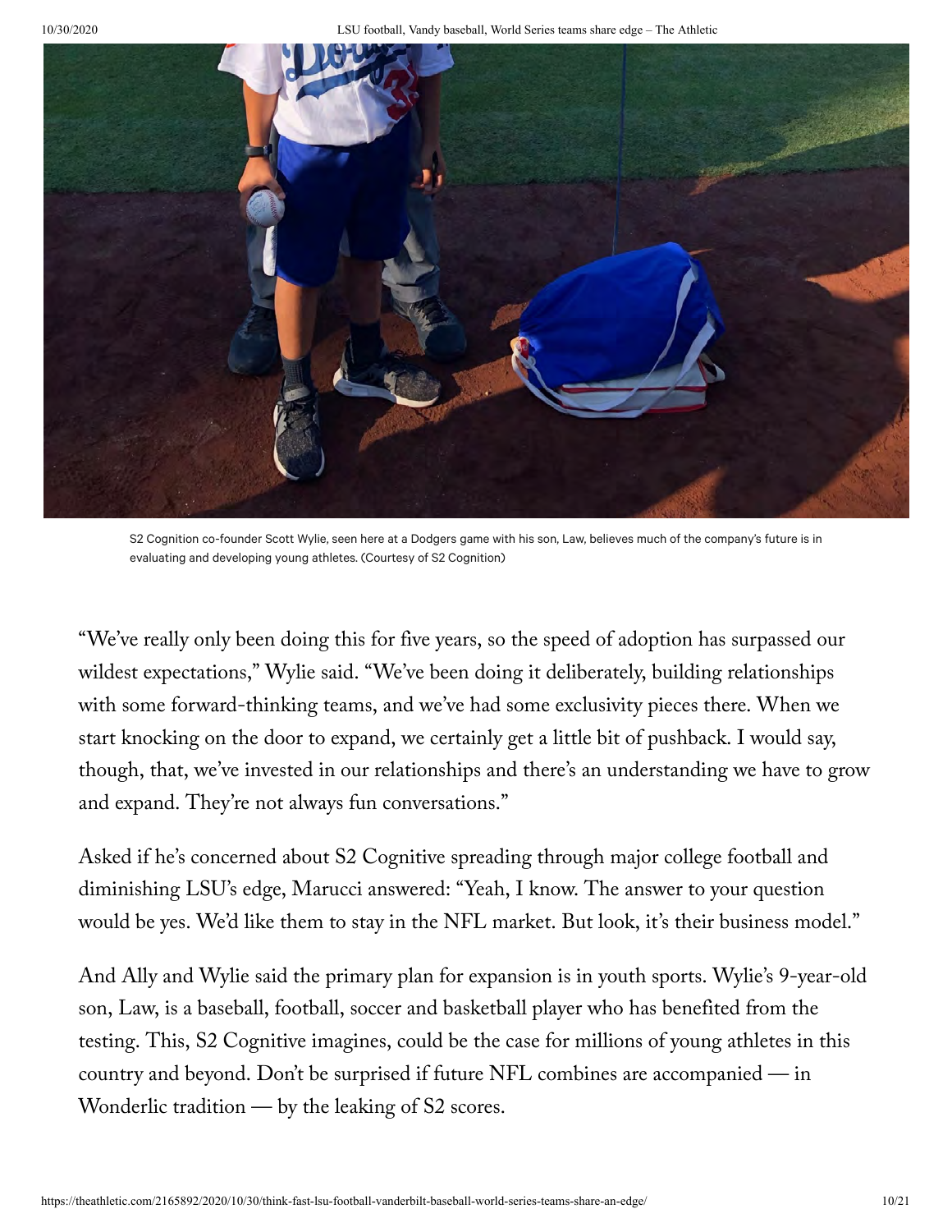S2 Cognition co-founder Scott Wylie, seen here at a Dodgers game with his son, Law, believes much of the company's future is in evaluating and developing young athletes. (Courtesy of S2 Cognition)

"We've really only been doing this for five years, so the speed of adoption has surpassed our wildest expectations," Wylie said. "We've been doing it deliberately, building relationships with some forward-thinking teams, and we've had some exclusivity pieces there. When we start knocking on the door to expand, we certainly get a little bit of pushback. I would say, though, that, we've invested in our relationships and there's an understanding we have to grow and expand. They're not always fun conversations."

Asked if he's concerned about S2 Cognitive spreading through major college football and diminishing LSU's edge, Marucci answered: "Yeah, I know. The answer to your question would be yes. We'd like them to stay in the NFL market. But look, it's their business model."

And Ally and Wylie said the primary plan for expansion is in youth sports. Wylie's 9-year-old son, Law, is a baseball, football, soccer and basketball player who has benefited from the testing. This, S2 Cognitive imagines, could be the case for millions of young athletes in this country and beyond. Don't be surprised if future NFL combines are accompanied — in Wonderlic tradition — by the leaking of S2 scores.